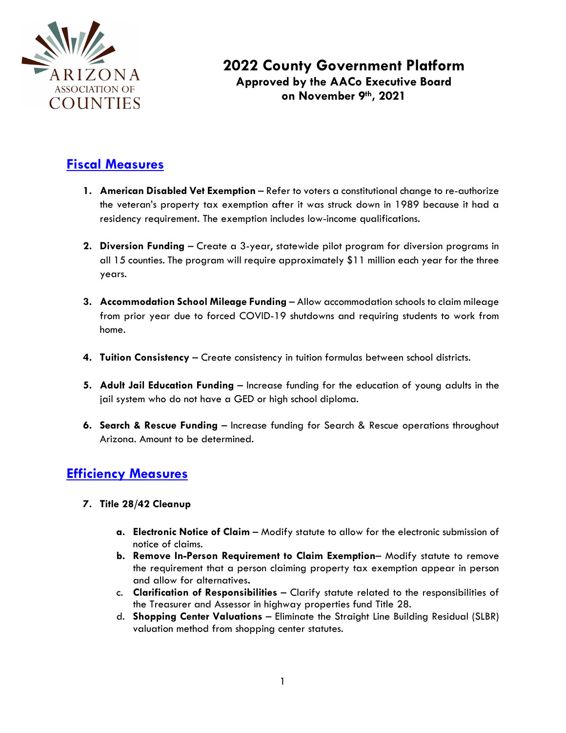# 2022 County Government Platform

**Approved by the AACo Executive Board on November 9th, 2021**

## Fiscal Measures

1. **American Disabled Vet Exemption** – Refer to voters a constitutional change to re-authorize the veteran's property tax exemption after it was struck down in 1989 because it had a residency requirement. The exemption includes low-income qualifications.

2. **Diversion Funding** – Create a 3-year, statewide pilot program for diversion programs in all 15 counties. The program will require approximately $11 million each year for the three years.

3. **Accommodation School Mileage Funding** – Allow accommodation schools to claim mileage from prior year due to forced COVID-19 shutdowns and requiring students to work from home.

4. **Tuition Consistency** – Create consistency in tuition formulas between school districts.

5. **Adult Jail Education Funding** – Increase funding for the education of young adults in the jail system who do not have a GED or high school diploma.

6. **Search & Rescue Funding** – Increase funding for Search & Rescue operations throughout Arizona. Amount to be determined.

## Efficiency Measures

7. **Title 28/42 Cleanup**

    a. **Electronic Notice of Claim** – Modify statute to allow for the electronic submission of notice of claims.
    b. **Remove In-Person Requirement to Claim Exemption**– Modify statute to remove the requirement that a person claiming property tax exemption appear in person and allow for alternatives.
    c. **Clarification of Responsibilities** – Clarify statute related to the responsibilities of the Treasurer and Assessor in highway properties fund Title 28.
    d. **Shopping Center Valuations** – Eliminate the Straight Line Building Residual (SLBR) valuation method from shopping center statutes.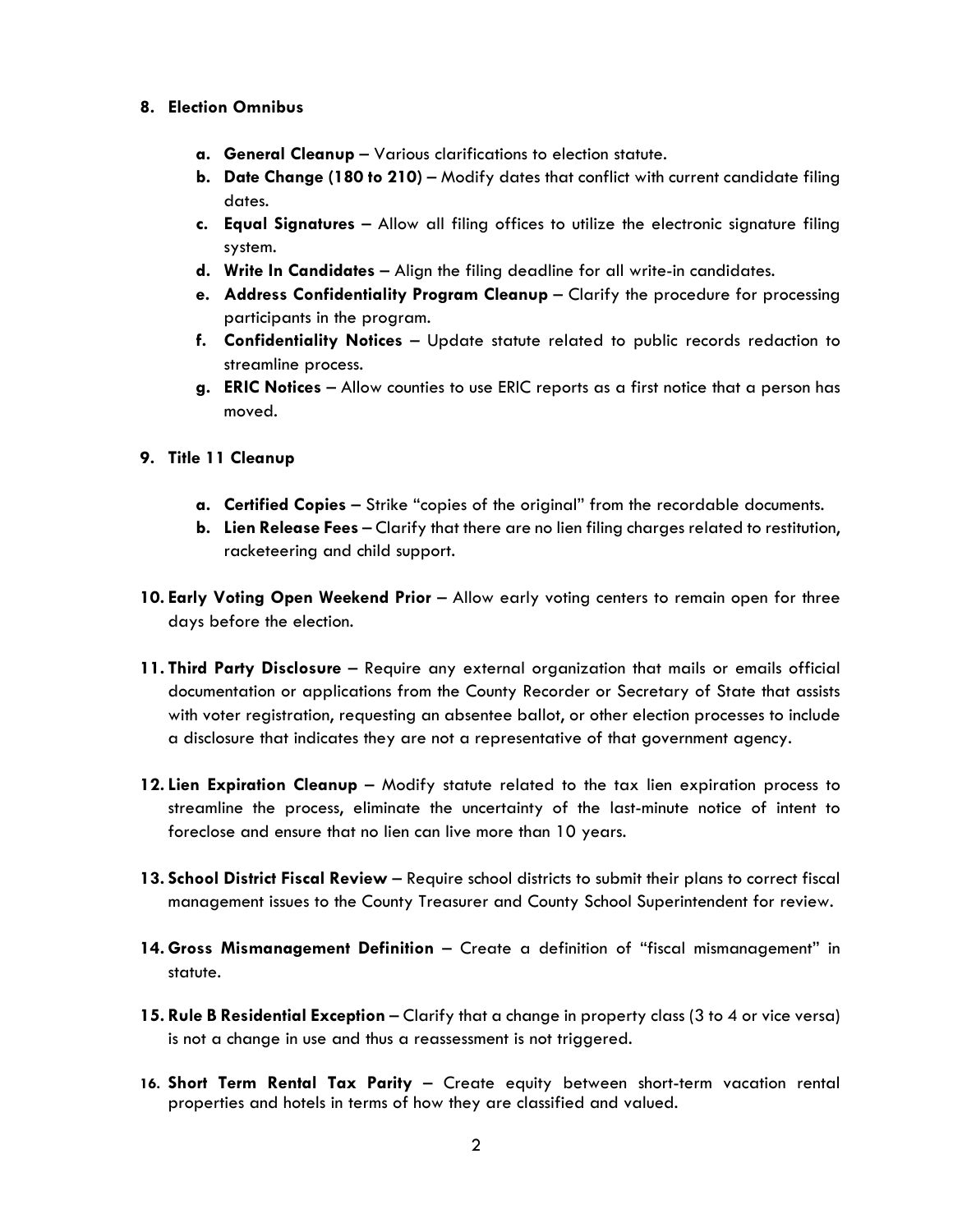8. **Election Omnibus**

    a. **General Cleanup** – Various clarifications to election statute.
    b. **Date Change (180 to 210)** – Modify dates that conflict with current candidate filing dates.
    c. **Equal Signatures** – Allow all filing offices to utilize the electronic signature filing system.
    d. **Write In Candidates** – Align the filing deadline for all write-in candidates.
    e. **Address Confidentiality Program Cleanup** – Clarify the procedure for processing participants in the program.
    f. **Confidentiality Notices** – Update statute related to public records redaction to streamline process.
    g. **ERIC Notices** – Allow counties to use ERIC reports as a first notice that a person has moved.

9. **Title 11 Cleanup**

    a. **Certified Copies** – Strike "copies of the original" from the recordable documents.
    b. **Lien Release Fees** – Clarify that there are no lien filing charges related to restitution, racketeering and child support.

10. **Early Voting Open Weekend Prior** – Allow early voting centers to remain open for three days before the election.

11. **Third Party Disclosure** – Require any external organization that mails or emails official documentation or applications from the County Recorder or Secretary of State that assists with voter registration, requesting an absentee ballot, or other election processes to include a disclosure that indicates they are not a representative of that government agency.

12. **Lien Expiration Cleanup** – Modify statute related to the tax lien expiration process to streamline the process, eliminate the uncertainty of the last-minute notice of intent to foreclose and ensure that no lien can live more than 10 years.

13. **School District Fiscal Review** – Require school districts to submit their plans to correct fiscal management issues to the County Treasurer and County School Superintendent for review.

14. **Gross Mismanagement Definition** – Create a definition of "fiscal mismanagement" in statute.

15. **Rule B Residential Exception** – Clarify that a change in property class (3 to 4 or vice versa) is not a change in use and thus a reassessment is not triggered.

16. **Short Term Rental Tax Parity** – Create equity between short-term vacation rental properties and hotels in terms of how they are classified and valued.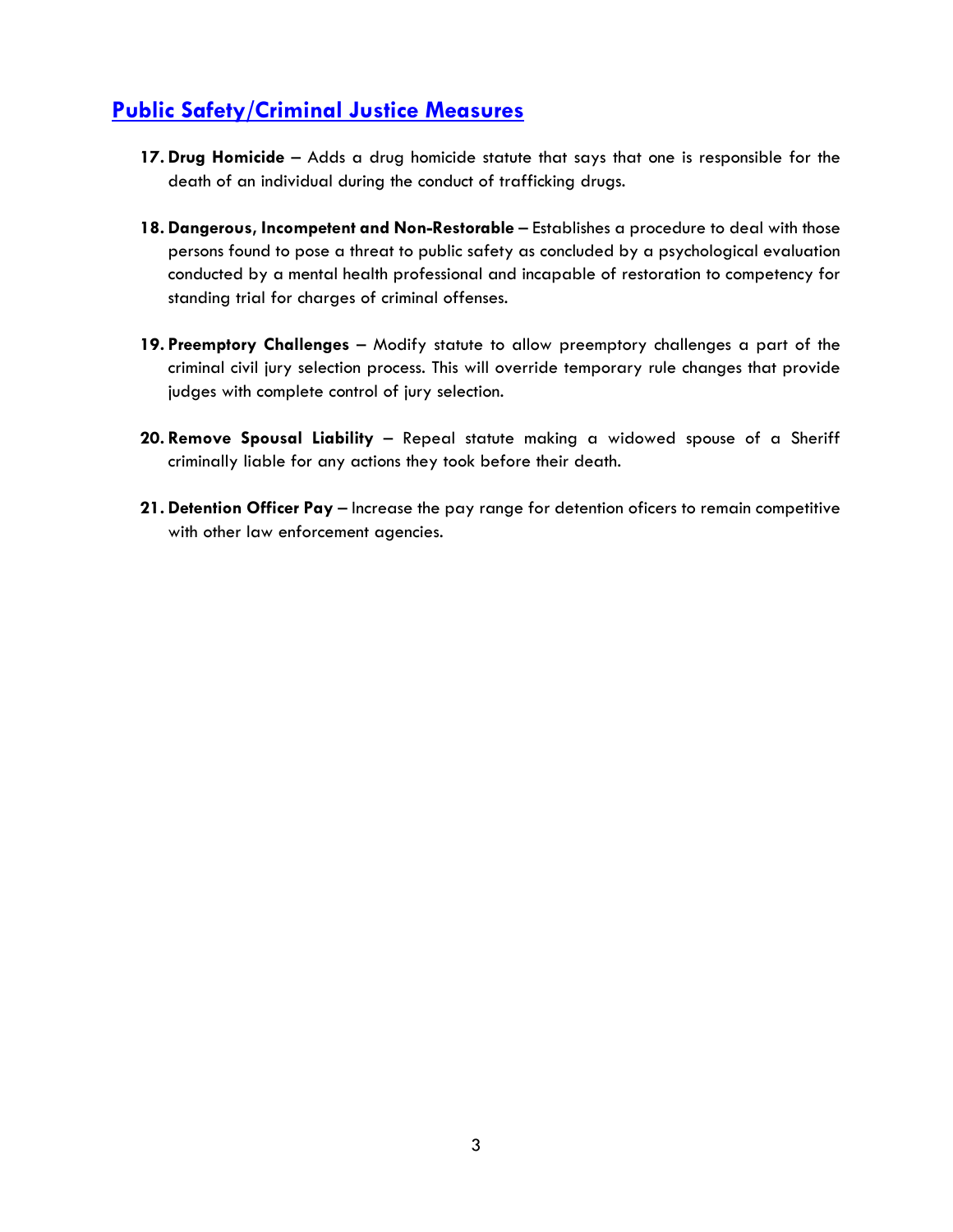## Public Safety/Criminal Justice Measures

17. **Drug Homicide** – Adds a drug homicide statute that says that one is responsible for the death of an individual during the conduct of trafficking drugs.

18. **Dangerous, Incompetent and Non-Restorable** – Establishes a procedure to deal with those persons found to pose a threat to public safety as concluded by a psychological evaluation conducted by a mental health professional and incapable of restoration to competency for standing trial for charges of criminal offenses.

19. **Preemptory Challenges** – Modify statute to allow preemptory challenges a part of the criminal civil jury selection process. This will override temporary rule changes that provide judges with complete control of jury selection.

20. **Remove Spousal Liability** – Repeal statute making a widowed spouse of a Sheriff criminally liable for any actions they took before their death.

21. **Detention Officer Pay** – Increase the pay range for detention oficers to remain competitive with other law enforcement agencies.